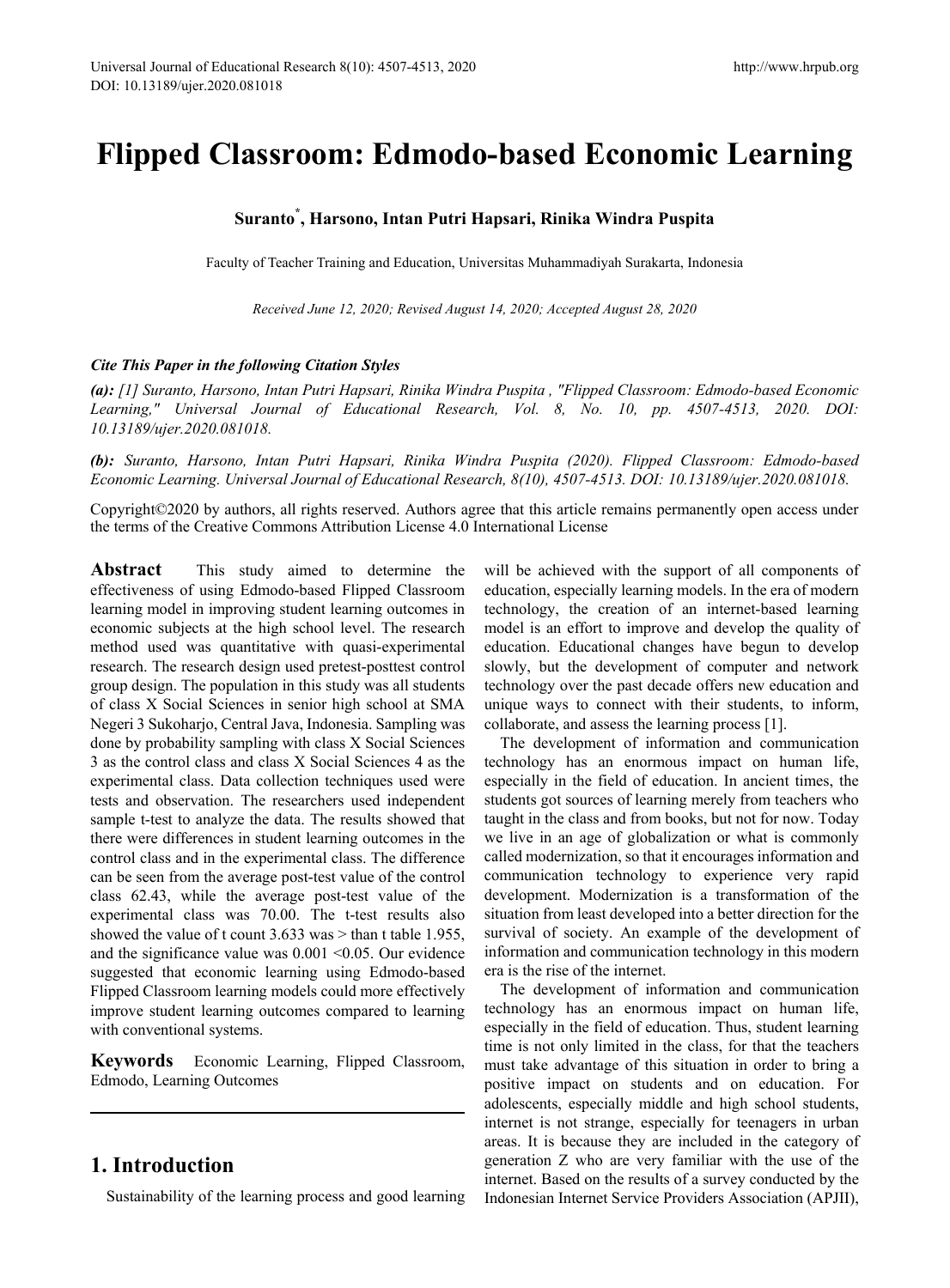# Flipped Classroom: Edmodo-based Economic Learning

**Suranto[*], Harsono, Intan Putri Hapsari, Rinika Windra Puspita**

Faculty of Teacher Training and Education, Universitas Muhammadiyah Surakarta, Indonesia

*Received June 12, 2020; Revised August 14, 2020; Accepted August 28, 2020*

***Cite This Paper in the following Citation Styles***

***(a):*** *[1] Suranto, Harsono, Intan Putri Hapsari, Rinika Windra Puspita , "Flipped Classroom: Edmodo-based Economic Learning," Universal Journal of Educational Research, Vol. 8, No. 10, pp. 4507-4513, 2020. DOI: 10.13189/ujer.2020.081018.*

***(b):*** *Suranto, Harsono, Intan Putri Hapsari, Rinika Windra Puspita (2020). Flipped Classroom: Edmodo-based Economic Learning. Universal Journal of Educational Research, 8(10), 4507-4513. DOI: 10.13189/ujer.2020.081018.*

Copyright©2020 by authors, all rights reserved. Authors agree that this article remains permanently open access under the terms of the Creative Commons Attribution License 4.0 International License

**Abstract** This study aimed to determine the effectiveness of using Edmodo-based Flipped Classroom learning model in improving student learning outcomes in economic subjects at the high school level. The research method used was quantitative with quasi-experimental research. The research design used pretest-posttest control group design. The population in this study was all students of class X Social Sciences in senior high school at SMA Negeri 3 Sukoharjo, Central Java, Indonesia. Sampling was done by probability sampling with class X Social Sciences 3 as the control class and class X Social Sciences 4 as the experimental class. Data collection techniques used were tests and observation. The researchers used independent sample t-test to analyze the data. The results showed that there were differences in student learning outcomes in the control class and in the experimental class. The difference can be seen from the average post-test value of the control class 62.43, while the average post-test value of the experimental class was 70.00. The t-test results also showed the value of t count 3.633 was > than t table 1.955, and the significance value was 0.001 <0.05. Our evidence suggested that economic learning using Edmodo-based Flipped Classroom learning models could more effectively improve student learning outcomes compared to learning with conventional systems.

**Keywords** Economic Learning, Flipped Classroom, Edmodo, Learning Outcomes

## 1. Introduction

Sustainability of the learning process and good learning will be achieved with the support of all components of education, especially learning models. In the era of modern technology, the creation of an internet-based learning model is an effort to improve and develop the quality of education. Educational changes have begun to develop slowly, but the development of computer and network technology over the past decade offers new education and unique ways to connect with their students, to inform, collaborate, and assess the learning process [1].

The development of information and communication technology has an enormous impact on human life, especially in the field of education. In ancient times, the students got sources of learning merely from teachers who taught in the class and from books, but not for now. Today we live in an age of globalization or what is commonly called modernization, so that it encourages information and communication technology to experience very rapid development. Modernization is a transformation of the situation from least developed into a better direction for the survival of society. An example of the development of information and communication technology in this modern era is the rise of the internet.

The development of information and communication technology has an enormous impact on human life, especially in the field of education. Thus, student learning time is not only limited in the class, for that the teachers must take advantage of this situation in order to bring a positive impact on students and on education. For adolescents, especially middle and high school students, internet is not strange, especially for teenagers in urban areas. It is because they are included in the category of generation Z who are very familiar with the use of the internet. Based on the results of a survey conducted by the Indonesian Internet Service Providers Association (APJII),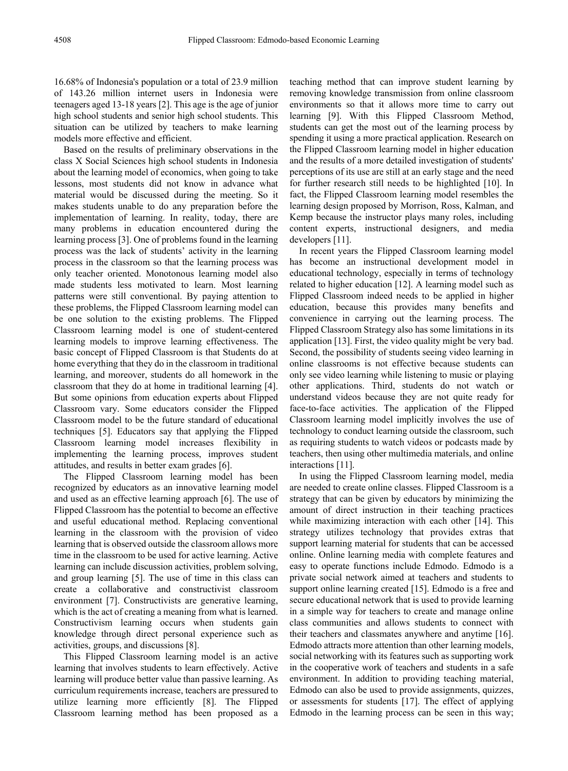16.68% of Indonesia's population or a total of 23.9 million of 143.26 million internet users in Indonesia were teenagers aged 13-18 years [2]. This age is the age of junior high school students and senior high school students. This situation can be utilized by teachers to make learning models more effective and efficient.

Based on the results of preliminary observations in the class X Social Sciences high school students in Indonesia about the learning model of economics, when going to take lessons, most students did not know in advance what material would be discussed during the meeting. So it makes students unable to do any preparation before the implementation of learning. In reality, today, there are many problems in education encountered during the learning process [3]. One of problems found in the learning process was the lack of students' activity in the learning process in the classroom so that the learning process was only teacher oriented. Monotonous learning model also made students less motivated to learn. Most learning patterns were still conventional. By paying attention to these problems, the Flipped Classroom learning model can be one solution to the existing problems. The Flipped Classroom learning model is one of student-centered learning models to improve learning effectiveness. The basic concept of Flipped Classroom is that Students do at home everything that they do in the classroom in traditional learning, and moreover, students do all homework in the classroom that they do at home in traditional learning [4]. But some opinions from education experts about Flipped Classroom vary. Some educators consider the Flipped Classroom model to be the future standard of educational techniques [5]. Educators say that applying the Flipped Classroom learning model increases flexibility in implementing the learning process, improves student attitudes, and results in better exam grades [6].

The Flipped Classroom learning model has been recognized by educators as an innovative learning model and used as an effective learning approach [6]. The use of Flipped Classroom has the potential to become an effective and useful educational method. Replacing conventional learning in the classroom with the provision of video learning that is observed outside the classroom allows more time in the classroom to be used for active learning. Active learning can include discussion activities, problem solving, and group learning [5]. The use of time in this class can create a collaborative and constructivist classroom environment [7]. Constructivists are generative learning, which is the act of creating a meaning from what is learned. Constructivism learning occurs when students gain knowledge through direct personal experience such as activities, groups, and discussions [8].

This Flipped Classroom learning model is an active learning that involves students to learn effectively. Active learning will produce better value than passive learning. As curriculum requirements increase, teachers are pressured to utilize learning more efficiently [8]. The Flipped Classroom learning method has been proposed as a teaching method that can improve student learning by removing knowledge transmission from online classroom environments so that it allows more time to carry out learning [9]. With this Flipped Classroom Method, students can get the most out of the learning process by spending it using a more practical application. Research on the Flipped Classroom learning model in higher education and the results of a more detailed investigation of students' perceptions of its use are still at an early stage and the need for further research still needs to be highlighted [10]. In fact, the Flipped Classroom learning model resembles the learning design proposed by Morrison, Ross, Kalman, and Kemp because the instructor plays many roles, including content experts, instructional designers, and media developers [11].

In recent years the Flipped Classroom learning model has become an instructional development model in educational technology, especially in terms of technology related to higher education [12]. A learning model such as Flipped Classroom indeed needs to be applied in higher education, because this provides many benefits and convenience in carrying out the learning process. The Flipped Classroom Strategy also has some limitations in its application [13]. First, the video quality might be very bad. Second, the possibility of students seeing video learning in online classrooms is not effective because students can only see video learning while listening to music or playing other applications. Third, students do not watch or understand videos because they are not quite ready for face-to-face activities. The application of the Flipped Classroom learning model implicitly involves the use of technology to conduct learning outside the classroom, such as requiring students to watch videos or podcasts made by teachers, then using other multimedia materials, and online interactions [11].

In using the Flipped Classroom learning model, media are needed to create online classes. Flipped Classroom is a strategy that can be given by educators by minimizing the amount of direct instruction in their teaching practices while maximizing interaction with each other [14]. This strategy utilizes technology that provides extras that support learning material for students that can be accessed online. Online learning media with complete features and easy to operate functions include Edmodo. Edmodo is a private social network aimed at teachers and students to support online learning created [15]. Edmodo is a free and secure educational network that is used to provide learning in a simple way for teachers to create and manage online class communities and allows students to connect with their teachers and classmates anywhere and anytime [16]. Edmodo attracts more attention than other learning models, social networking with its features such as supporting work in the cooperative work of teachers and students in a safe environment. In addition to providing teaching material, Edmodo can also be used to provide assignments, quizzes, or assessments for students [17]. The effect of applying Edmodo in the learning process can be seen in this way;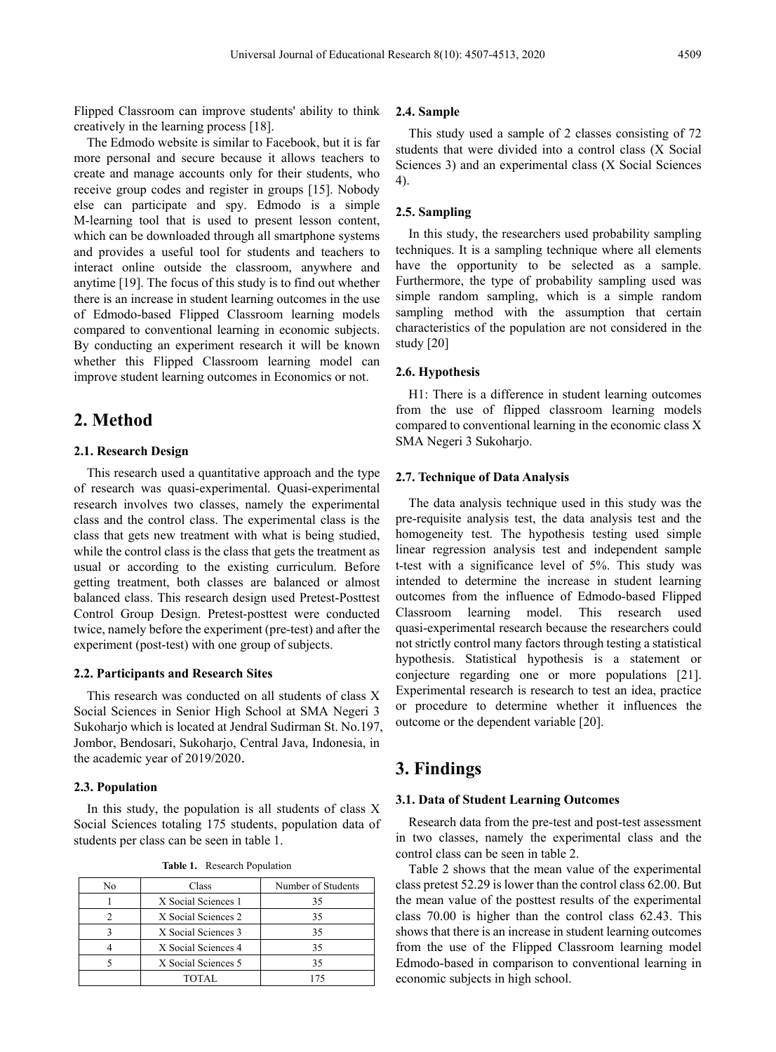Flipped Classroom can improve students' ability to think creatively in the learning process [18].

The Edmodo website is similar to Facebook, but it is far more personal and secure because it allows teachers to create and manage accounts only for their students, who receive group codes and register in groups [15]. Nobody else can participate and spy. Edmodo is a simple M-learning tool that is used to present lesson content, which can be downloaded through all smartphone systems and provides a useful tool for students and teachers to interact online outside the classroom, anywhere and anytime [19]. The focus of this study is to find out whether there is an increase in student learning outcomes in the use of Edmodo-based Flipped Classroom learning models compared to conventional learning in economic subjects. By conducting an experiment research it will be known whether this Flipped Classroom learning model can improve student learning outcomes in Economics or not.

## 2. Method

### 2.1. Research Design

This research used a quantitative approach and the type of research was quasi-experimental. Quasi-experimental research involves two classes, namely the experimental class and the control class. The experimental class is the class that gets new treatment with what is being studied, while the control class is the class that gets the treatment as usual or according to the existing curriculum. Before getting treatment, both classes are balanced or almost balanced class. This research design used Pretest-Posttest Control Group Design. Pretest-posttest were conducted twice, namely before the experiment (pre-test) and after the experiment (post-test) with one group of subjects.

### 2.2. Participants and Research Sites

This research was conducted on all students of class X Social Sciences in Senior High School at SMA Negeri 3 Sukoharjo which is located at Jendral Sudirman St. No.197, Jombor, Bendosari, Sukoharjo, Central Java, Indonesia, in the academic year of 2019/2020.

### 2.3. Population

In this study, the population is all students of class X Social Sciences totaling 175 students, population data of students per class can be seen in table 1.

**Table 1.** Research Population

| No | Class | Number of Students |
|---|---|---|
| 1 | X Social Sciences 1 | 35 |
| 2 | X Social Sciences 2 | 35 |
| 3 | X Social Sciences 3 | 35 |
| 4 | X Social Sciences 4 | 35 |
| 5 | X Social Sciences 5 | 35 |
| | TOTAL | 175 |

### 2.4. Sample

This study used a sample of 2 classes consisting of 72 students that were divided into a control class (X Social Sciences 3) and an experimental class (X Social Sciences 4).

### 2.5. Sampling

In this study, the researchers used probability sampling techniques. It is a sampling technique where all elements have the opportunity to be selected as a sample. Furthermore, the type of probability sampling used was simple random sampling, which is a simple random sampling method with the assumption that certain characteristics of the population are not considered in the study [20]

### 2.6. Hypothesis

H1: There is a difference in student learning outcomes from the use of flipped classroom learning models compared to conventional learning in the economic class X SMA Negeri 3 Sukoharjo.

### 2.7. Technique of Data Analysis

The data analysis technique used in this study was the pre-requisite analysis test, the data analysis test and the homogeneity test. The hypothesis testing used simple linear regression analysis test and independent sample t-test with a significance level of 5%. This study was intended to determine the increase in student learning outcomes from the influence of Edmodo-based Flipped Classroom learning model. This research used quasi-experimental research because the researchers could not strictly control many factors through testing a statistical hypothesis. Statistical hypothesis is a statement or conjecture regarding one or more populations [21]. Experimental research is research to test an idea, practice or procedure to determine whether it influences the outcome or the dependent variable [20].

## 3. Findings

### 3.1. Data of Student Learning Outcomes

Research data from the pre-test and post-test assessment in two classes, namely the experimental class and the control class can be seen in table 2.

Table 2 shows that the mean value of the experimental class pretest 52.29 is lower than the control class 62.00. But the mean value of the posttest results of the experimental class 70.00 is higher than the control class 62.43. This shows that there is an increase in student learning outcomes from the use of the Flipped Classroom learning model Edmodo-based in comparison to conventional learning in economic subjects in high school.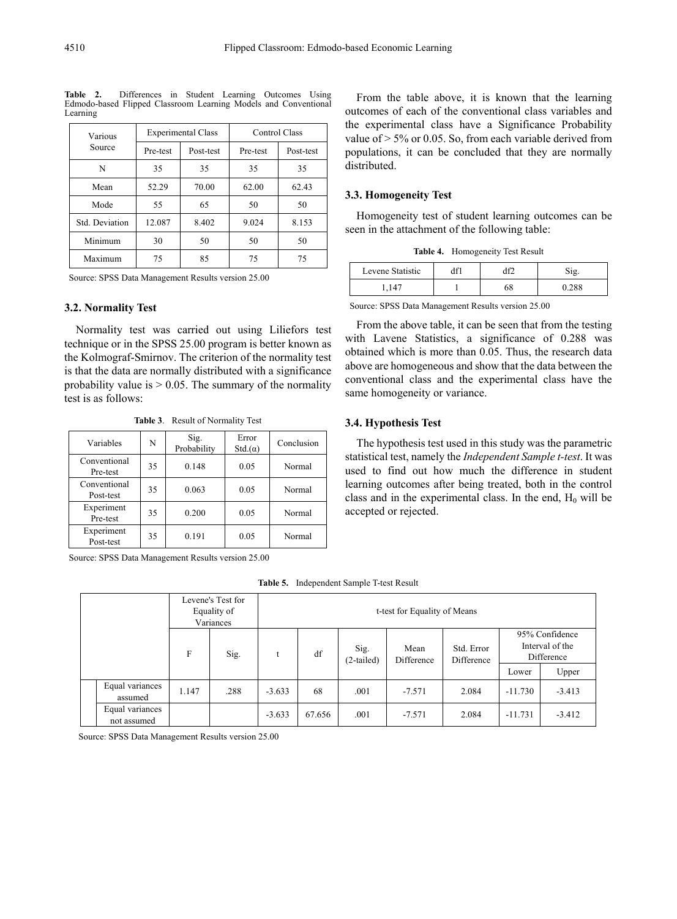**Table 2.** Differences in Student Learning Outcomes Using Edmodo-based Flipped Classroom Learning Models and Conventional Learning

| Various Source | Experimental Class | | Control Class | |
|---|---|---|---|---|
| | Pre-test | Post-test | Pre-test | Post-test |
| N | 35 | 35 | 35 | 35 |
| Mean | 52.29 | 70.00 | 62.00 | 62.43 |
| Mode | 55 | 65 | 50 | 50 |
| Std. Deviation | 12.087 | 8.402 | 9.024 | 8.153 |
| Minimum | 30 | 50 | 50 | 50 |
| Maximum | 75 | 85 | 75 | 75 |

Source: SPSS Data Management Results version 25.00

### 3.2. Normality Test

Normality test was carried out using Liliefors test technique or in the SPSS 25.00 program is better known as the Kolmograf-Smirnov. The criterion of the normality test is that the data are normally distributed with a significance probability value is > 0.05. The summary of the normality test is as follows:

**Table 3**. Result of Normality Test

| Variables | N | Sig. Probability | Error Std.(α) | Conclusion |
|---|---|---|---|---|
| Conventional Pre-test | 35 | 0.148 | 0.05 | Normal |
| Conventional Post-test | 35 | 0.063 | 0.05 | Normal |
| Experiment Pre-test | 35 | 0.200 | 0.05 | Normal |
| Experiment Post-test | 35 | 0.191 | 0.05 | Normal |

Source: SPSS Data Management Results version 25.00

From the table above, it is known that the learning outcomes of each of the conventional class variables and the experimental class have a Significance Probability value of > 5% or 0.05. So, from each variable derived from populations, it can be concluded that they are normally distributed.

### 3.3. Homogeneity Test

Homogeneity test of student learning outcomes can be seen in the attachment of the following table:

**Table 4.** Homogeneity Test Result

| Levene Statistic | df1 | df2 | Sig. |
|---|---|---|---|
| 1,147 | 1 | 68 | 0.288 |

Source: SPSS Data Management Results version 25.00

From the above table, it can be seen that from the testing with Lavene Statistics, a significance of 0.288 was obtained which is more than 0.05. Thus, the research data above are homogeneous and show that the data between the conventional class and the experimental class have the same homogeneity or variance.

### 3.4. Hypothesis Test

The hypothesis test used in this study was the parametric statistical test, namely the *Independent Sample t-test*. It was used to find out how much the difference in student learning outcomes after being treated, both in the control class and in the experimental class. In the end, $H_0$ will be accepted or rejected.

**Table 5.** Independent Sample T-test Result

| | Levene's Test for Equality of Variances | | t-test for Equality of Means | | | | | | |
|---|---|---|---|---|---|---|---|---|---|
| | F | Sig. | t | df | Sig. (2-tailed) | Mean Difference | Std. Error Difference | 95% Confidence Interval of the Difference | |
| | | | | | | | | Lower | Upper |
| Equal variances assumed | 1.147 | .288 | -3.633 | 68 | .001 | -7.571 | 2.084 | -11.730 | -3.413 |
| Equal variances not assumed | | | -3.633 | 67.656 | .001 | -7.571 | 2.084 | -11.731 | -3.412 |

Source: SPSS Data Management Results version 25.00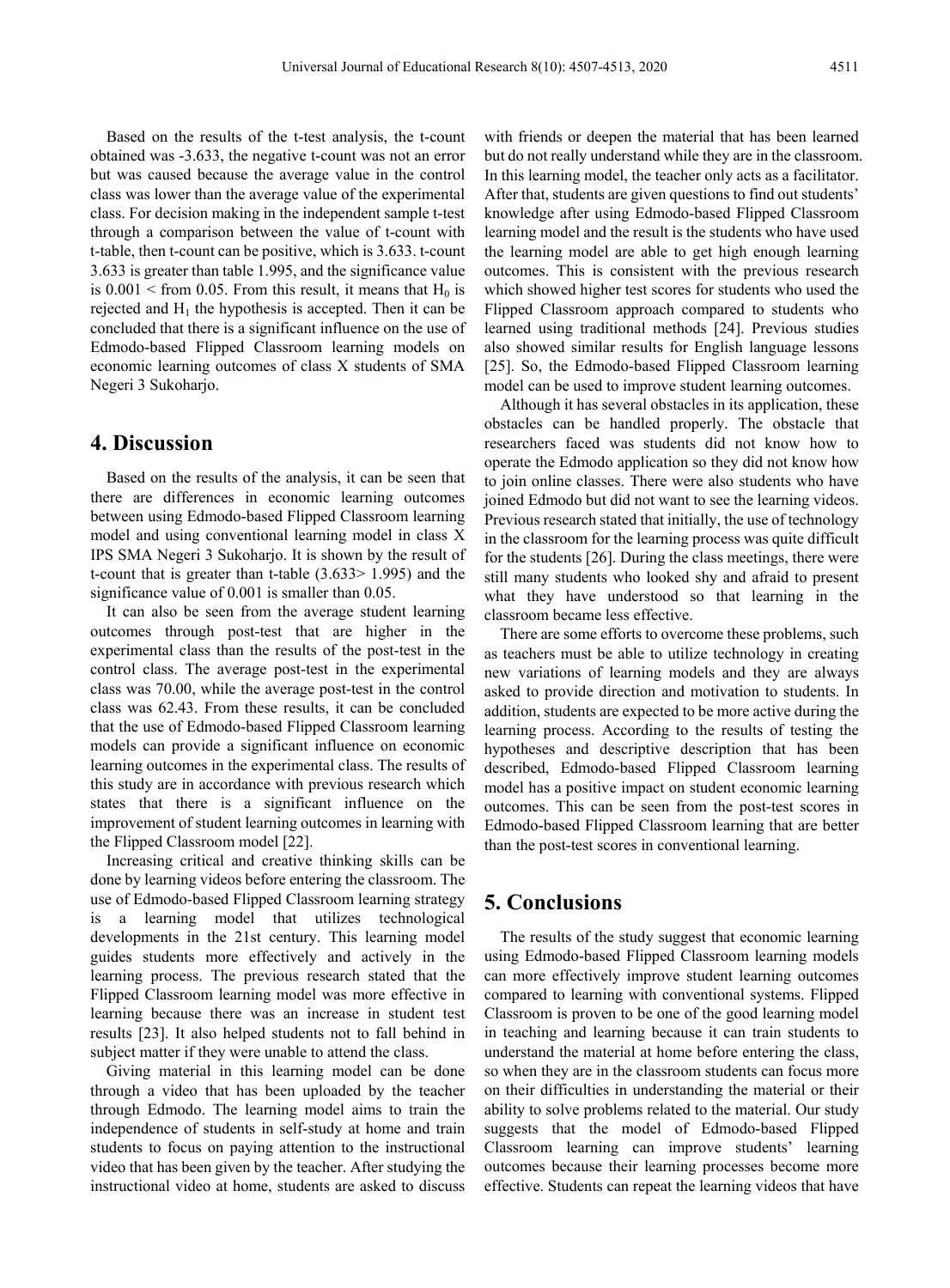Based on the results of the t-test analysis, the t-count obtained was -3.633, the negative t-count was not an error but was caused because the average value in the control class was lower than the average value of the experimental class. For decision making in the independent sample t-test through a comparison between the value of t-count with t-table, then t-count can be positive, which is 3.633. t-count 3.633 is greater than table 1.995, and the significance value is 0.001 < from 0.05. From this result, it means that $H_0$ is rejected and $H_1$ the hypothesis is accepted. Then it can be concluded that there is a significant influence on the use of Edmodo-based Flipped Classroom learning models on economic learning outcomes of class X students of SMA Negeri 3 Sukoharjo.

## 4. Discussion

Based on the results of the analysis, it can be seen that there are differences in economic learning outcomes between using Edmodo-based Flipped Classroom learning model and using conventional learning model in class X IPS SMA Negeri 3 Sukoharjo. It is shown by the result of t-count that is greater than t-table (3.633> 1.995) and the significance value of 0.001 is smaller than 0.05.

It can also be seen from the average student learning outcomes through post-test that are higher in the experimental class than the results of the post-test in the control class. The average post-test in the experimental class was 70.00, while the average post-test in the control class was 62.43. From these results, it can be concluded that the use of Edmodo-based Flipped Classroom learning models can provide a significant influence on economic learning outcomes in the experimental class. The results of this study are in accordance with previous research which states that there is a significant influence on the improvement of student learning outcomes in learning with the Flipped Classroom model [22].

Increasing critical and creative thinking skills can be done by learning videos before entering the classroom. The use of Edmodo-based Flipped Classroom learning strategy is a learning model that utilizes technological developments in the 21st century. This learning model guides students more effectively and actively in the learning process. The previous research stated that the Flipped Classroom learning model was more effective in learning because there was an increase in student test results [23]. It also helped students not to fall behind in subject matter if they were unable to attend the class.

Giving material in this learning model can be done through a video that has been uploaded by the teacher through Edmodo. The learning model aims to train the independence of students in self-study at home and train students to focus on paying attention to the instructional video that has been given by the teacher. After studying the instructional video at home, students are asked to discuss with friends or deepen the material that has been learned but do not really understand while they are in the classroom. In this learning model, the teacher only acts as a facilitator. After that, students are given questions to find out students' knowledge after using Edmodo-based Flipped Classroom learning model and the result is the students who have used the learning model are able to get high enough learning outcomes. This is consistent with the previous research which showed higher test scores for students who used the Flipped Classroom approach compared to students who learned using traditional methods [24]. Previous studies also showed similar results for English language lessons [25]. So, the Edmodo-based Flipped Classroom learning model can be used to improve student learning outcomes.

Although it has several obstacles in its application, these obstacles can be handled properly. The obstacle that researchers faced was students did not know how to operate the Edmodo application so they did not know how to join online classes. There were also students who have joined Edmodo but did not want to see the learning videos. Previous research stated that initially, the use of technology in the classroom for the learning process was quite difficult for the students [26]. During the class meetings, there were still many students who looked shy and afraid to present what they have understood so that learning in the classroom became less effective.

There are some efforts to overcome these problems, such as teachers must be able to utilize technology in creating new variations of learning models and they are always asked to provide direction and motivation to students. In addition, students are expected to be more active during the learning process. According to the results of testing the hypotheses and descriptive description that has been described, Edmodo-based Flipped Classroom learning model has a positive impact on student economic learning outcomes. This can be seen from the post-test scores in Edmodo-based Flipped Classroom learning that are better than the post-test scores in conventional learning.

## 5. Conclusions

The results of the study suggest that economic learning using Edmodo-based Flipped Classroom learning models can more effectively improve student learning outcomes compared to learning with conventional systems. Flipped Classroom is proven to be one of the good learning model in teaching and learning because it can train students to understand the material at home before entering the class, so when they are in the classroom students can focus more on their difficulties in understanding the material or their ability to solve problems related to the material. Our study suggests that the model of Edmodo-based Flipped Classroom learning can improve students' learning outcomes because their learning processes become more effective. Students can repeat the learning videos that have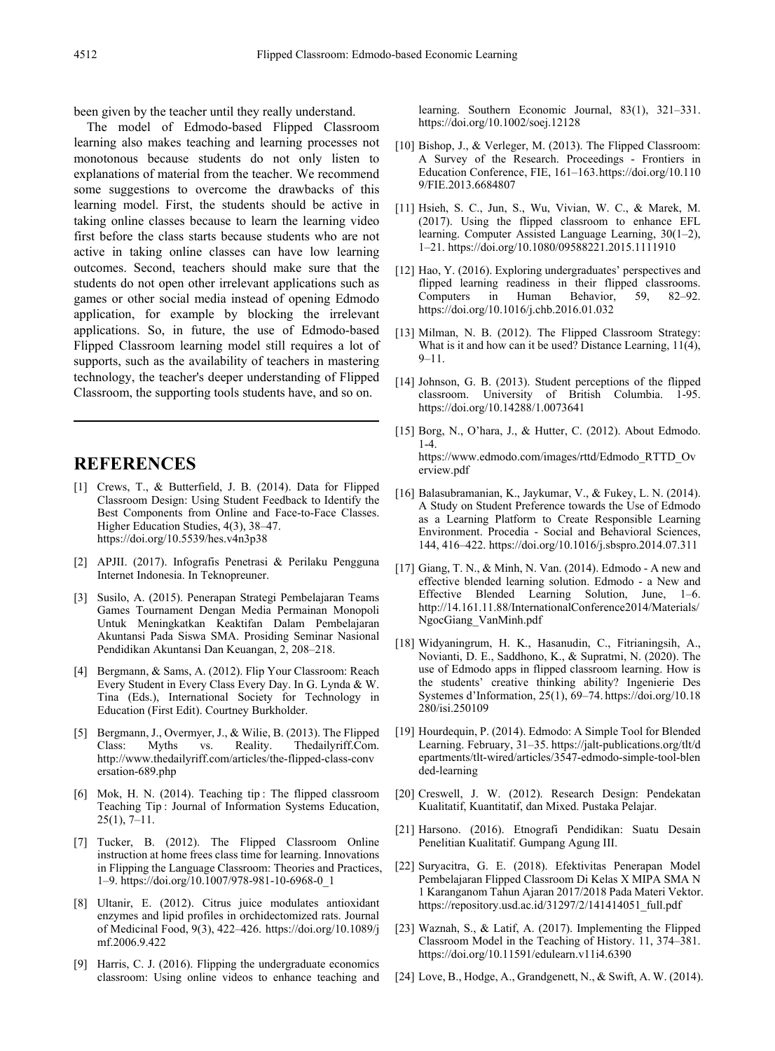been given by the teacher until they really understand.

The model of Edmodo-based Flipped Classroom learning also makes teaching and learning processes not monotonous because students do not only listen to explanations of material from the teacher. We recommend some suggestions to overcome the drawbacks of this learning model. First, the students should be active in taking online classes because to learn the learning video first before the class starts because students who are not active in taking online classes can have low learning outcomes. Second, teachers should make sure that the students do not open other irrelevant applications such as games or other social media instead of opening Edmodo application, for example by blocking the irrelevant applications. So, in future, the use of Edmodo-based Flipped Classroom learning model still requires a lot of supports, such as the availability of teachers in mastering technology, the teacher's deeper understanding of Flipped Classroom, the supporting tools students have, and so on.

## REFERENCES

[1] Crews, T., & Butterfield, J. B. (2014). Data for Flipped Classroom Design: Using Student Feedback to Identify the Best Components from Online and Face-to-Face Classes. Higher Education Studies, 4(3), 38–47. https://doi.org/10.5539/hes.v4n3p38

[2] APJII. (2017). Infografis Penetrasi & Perilaku Pengguna Internet Indonesia. In Teknopreuner.

[3] Susilo, A. (2015). Penerapan Strategi Pembelajaran Teams Games Tournament Dengan Media Permainan Monopoli Untuk Meningkatkan Keaktifan Dalam Pembelajaran Akuntansi Pada Siswa SMA. Prosiding Seminar Nasional Pendidikan Akuntansi Dan Keuangan, 2, 208–218.

[4] Bergmann, & Sams, A. (2012). Flip Your Classroom: Reach Every Student in Every Class Every Day. In G. Lynda & W. Tina (Eds.), International Society for Technology in Education (First Edit). Courtney Burkholder.

[5] Bergmann, J., Overmyer, J., & Wilie, B. (2013). The Flipped Class: Myths vs. Reality. Thedailyriff.Com. http://www.thedailyriff.com/articles/the-flipped-class-conversation-689.php

[6] Mok, H. N. (2014). Teaching tip : The flipped classroom Teaching Tip : Journal of Information Systems Education, 25(1), 7–11.

[7] Tucker, B. (2012). The Flipped Classroom Online instruction at home frees class time for learning. Innovations in Flipping the Language Classroom: Theories and Practices, 1–9. https://doi.org/10.1007/978-981-10-6968-0_1

[8] Ultanir, E. (2012). Citrus juice modulates antioxidant enzymes and lipid profiles in orchidectomized rats. Journal of Medicinal Food, 9(3), 422–426. https://doi.org/10.1089/jmf.2006.9.422

[9] Harris, C. J. (2016). Flipping the undergraduate economics classroom: Using online videos to enhance teaching and learning. Southern Economic Journal, 83(1), 321–331. https://doi.org/10.1002/soej.12128

[10] Bishop, J., & Verleger, M. (2013). The Flipped Classroom: A Survey of the Research. Proceedings - Frontiers in Education Conference, FIE, 161–163. https://doi.org/10.1109/FIE.2013.6684807

[11] Hsieh, S. C., Jun, S., Wu, Vivian, W. C., & Marek, M. (2017). Using the flipped classroom to enhance EFL learning. Computer Assisted Language Learning, 30(1–2), 1–21. https://doi.org/10.1080/09588221.2015.1111910

[12] Hao, Y. (2016). Exploring undergraduates' perspectives and flipped learning readiness in their flipped classrooms. Computers in Human Behavior, 59, 82–92. https://doi.org/10.1016/j.chb.2016.01.032

[13] Milman, N. B. (2012). The Flipped Classroom Strategy: What is it and how can it be used? Distance Learning, 11(4), 9–11.

[14] Johnson, G. B. (2013). Student perceptions of the flipped classroom. University of British Columbia. 1-95. https://doi.org/10.14288/1.0073641

[15] Borg, N., O'hara, J., & Hutter, C. (2012). About Edmodo. 1-4. https://www.edmodo.com/images/rttd/Edmodo_RTTD_Overview.pdf

[16] Balasubramanian, K., Jaykumar, V., & Fukey, L. N. (2014). A Study on Student Preference towards the Use of Edmodo as a Learning Platform to Create Responsible Learning Environment. Procedia - Social and Behavioral Sciences, 144, 416–422. https://doi.org/10.1016/j.sbspro.2014.07.311

[17] Giang, T. N., & Minh, N. Van. (2014). Edmodo - A new and effective blended learning solution. Edmodo - a New and Effective Blended Learning Solution, June, 1–6. http://14.161.11.88/InternationalConference2014/Materials/NgocGiang_VanMinh.pdf

[18] Widyaningrum, H. K., Hasanudin, C., Fitrianingsih, A., Novianti, D. E., Saddhono, K., & Supratmi, N. (2020). The use of Edmodo apps in flipped classroom learning. How is the students' creative thinking ability? Ingenierie Des Systemes d'Information, 25(1), 69–74. https://doi.org/10.18280/isi.250109

[19] Hourdequin, P. (2014). Edmodo: A Simple Tool for Blended Learning. February, 31–35. https://jalt-publications.org/tlt/departments/tlt-wired/articles/3547-edmodo-simple-tool-blended-learning

[20] Creswell, J. W. (2012). Research Design: Pendekatan Kualitatif, Kuantitatif, dan Mixed. Pustaka Pelajar.

[21] Harsono. (2016). Etnografi Pendidikan: Suatu Desain Penelitian Kualitatif. Gumpang Agung III.

[22] Suryacitra, G. E. (2018). Efektivitas Penerapan Model Pembelajaran Flipped Classroom Di Kelas X MIPA SMA N 1 Karanganom Tahun Ajaran 2017/2018 Pada Materi Vektor. https://repository.usd.ac.id/31297/2/141414051_full.pdf

[23] Waznah, S., & Latif, A. (2017). Implementing the Flipped Classroom Model in the Teaching of History. 11, 374–381. https://doi.org/10.11591/edulearn.v11i4.6390

[24] Love, B., Hodge, A., Grandgenett, N., & Swift, A. W. (2014).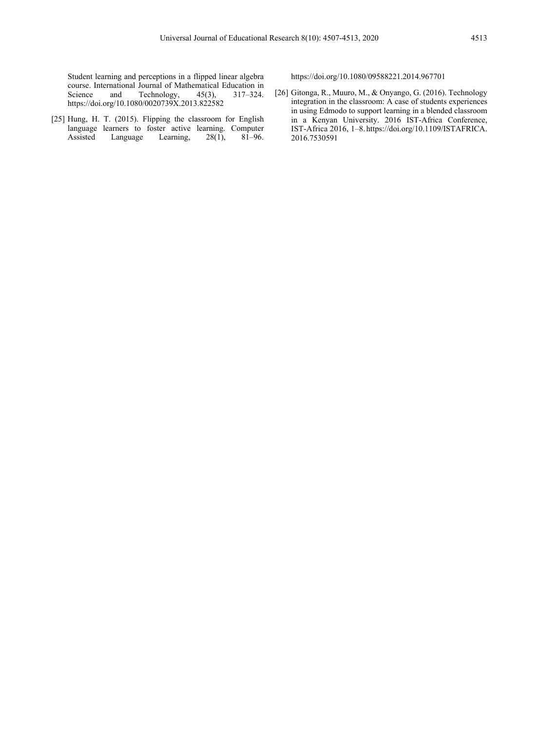Student learning and perceptions in a flipped linear algebra course. International Journal of Mathematical Education in Science and Technology, 45(3), 317–324. https://doi.org/10.1080/0020739X.2013.822582

[25] Hung, H. T. (2015). Flipping the classroom for English language learners to foster active learning. Computer Assisted Language Learning, 28(1), 81–96. https://doi.org/10.1080/09588221.2014.967701

[26] Gitonga, R., Muuro, M., & Onyango, G. (2016). Technology integration in the classroom: A case of students experiences in using Edmodo to support learning in a blended classroom in a Kenyan University. 2016 IST-Africa Conference, IST-Africa 2016, 1–8. https://doi.org/10.1109/ISTAFRICA.2016.7530591